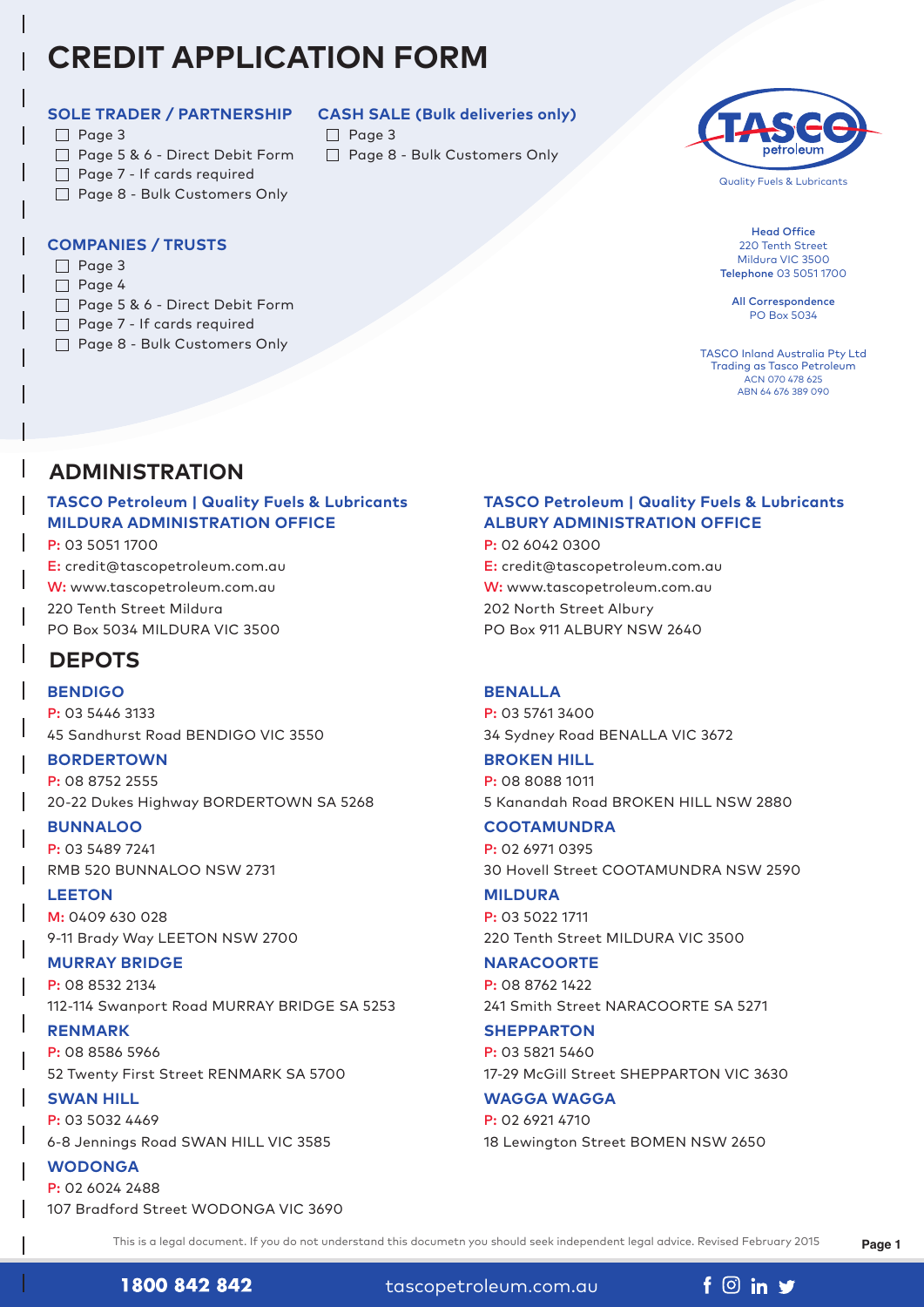# CREDIT APPLICATION FORM

### SOLE TRADER / PARTNERSHIP

- ☐ Page 3
- ☐ Page 5 & 6 - Direct Debit Form
- ☐ Page 7 - If cards required
- ☐ Page 8 - Bulk Customers Only

### CASH SALE (Bulk deliveries only)

- ☐ Page 3
- ☐ Page 8 - Bulk Customers Only

### COMPANIES / TRUSTS

- ☐ Page 3
- ☐ Page 4
- ☐ Page 5 & 6 - Direct Debit Form
- ☐ Page 7 - If cards required
- ☐ Page 8 - Bulk Customers Only

TASCO petroleum
Quality Fuels & Lubricants

**Head Office**
220 Tenth Street
Mildura VIC 3500
**Telephone** 03 5051 1700

**All Correspondence**
PO Box 5034

TASCO Inland Australia Pty Ltd
Trading as Tasco Petroleum
ACN 070 478 625
ABN 64 676 389 090

## ADMINISTRATION

### TASCO Petroleum | Quality Fuels & Lubricants MILDURA ADMINISTRATION OFFICE

P: 03 5051 1700
E: credit@tascopetroleum.com.au
W: www.tascopetroleum.com.au
220 Tenth Street Mildura
PO Box 5034 MILDURA VIC 3500

### TASCO Petroleum | Quality Fuels & Lubricants ALBURY ADMINISTRATION OFFICE

P: 02 6042 0300
E: credit@tascopetroleum.com.au
W: www.tascopetroleum.com.au
202 North Street Albury
PO Box 911 ALBURY NSW 2640

## DEPOTS

**BENDIGO**
P: 03 5446 3133
45 Sandhurst Road BENDIGO VIC 3550

**BORDERTOWN**
P: 08 8752 2555
20-22 Dukes Highway BORDERTOWN SA 5268

**BUNNALOO**
P: 03 5489 7241
RMB 520 BUNNALOO NSW 2731

**LEETON**
M: 0409 630 028
9-11 Brady Way LEETON NSW 2700

**MURRAY BRIDGE**
P: 08 8532 2134
112-114 Swanport Road MURRAY BRIDGE SA 5253

**RENMARK**
P: 08 8586 5966
52 Twenty First Street RENMARK SA 5700

**SWAN HILL**
P: 03 5032 4469
6-8 Jennings Road SWAN HILL VIC 3585

**WODONGA**
P: 02 6024 2488
107 Bradford Street WODONGA VIC 3690

**BENALLA**
P: 03 5761 3400
34 Sydney Road BENALLA VIC 3672

**BROKEN HILL**
P: 08 8088 1011
5 Kanandah Road BROKEN HILL NSW 2880

**COOTAMUNDRA**
P: 02 6971 0395
30 Hovell Street COOTAMUNDRA NSW 2590

**MILDURA**
P: 03 5022 1711
220 Tenth Street MILDURA VIC 3500

**NARACOORTE**
P: 08 8762 1422
241 Smith Street NARACOORTE SA 5271

**SHEPPARTON**
P: 03 5821 5460
17-29 McGill Street SHEPPARTON VIC 3630

**WAGGA WAGGA**
P: 02 6921 4710
18 Lewington Street BOMEN NSW 2650

This is a legal document. If you do not understand this documetn you should seek independent legal advice. Revised February 2015

**1800 842 842** tascopetroleum.com.au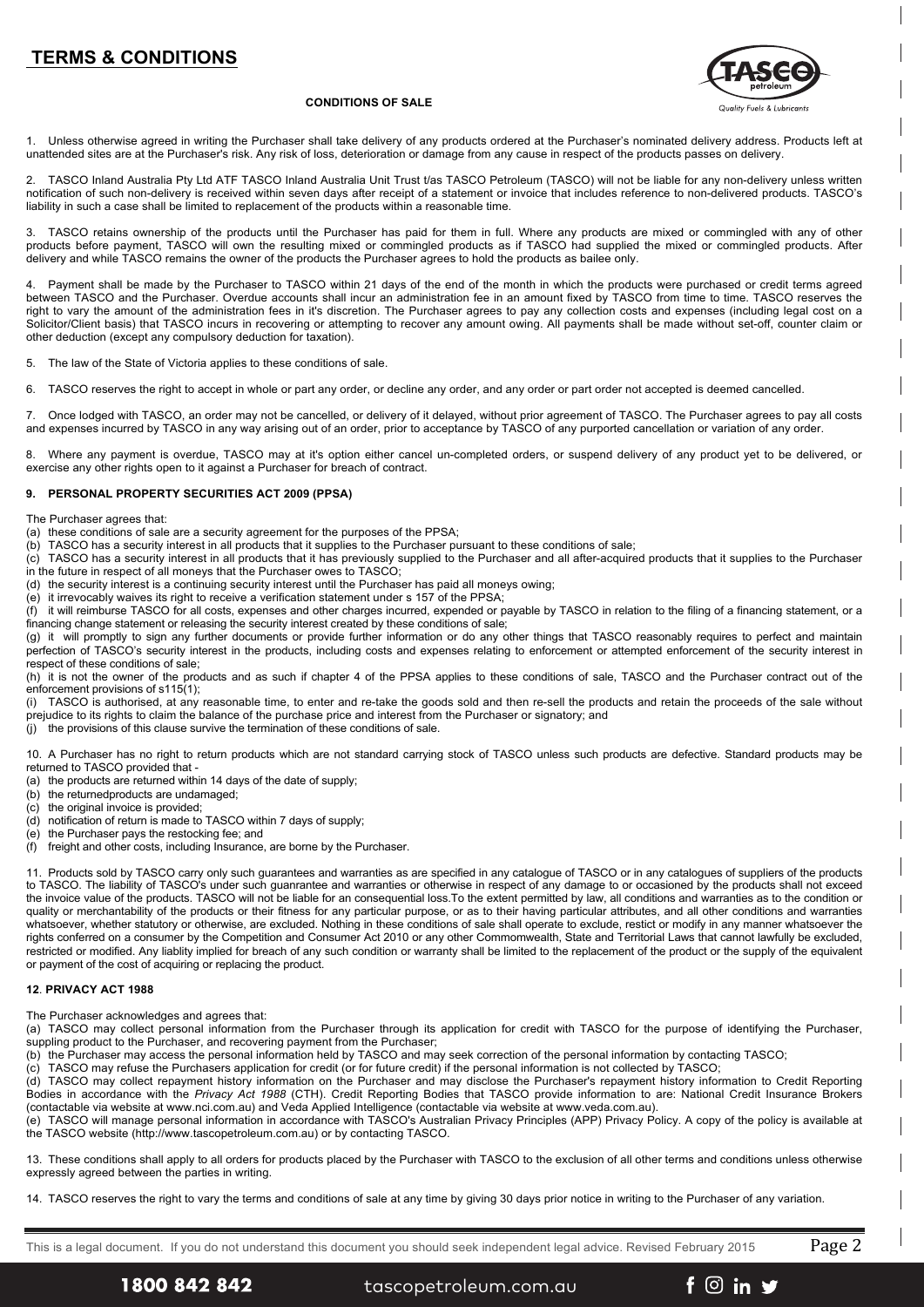# TERMS & CONDITIONS

**CONDITIONS OF SALE**

1. Unless otherwise agreed in writing the Purchaser shall take delivery of any products ordered at the Purchaser's nominated delivery address. Products left at unattended sites are at the Purchaser's risk. Any risk of loss, deterioration or damage from any cause in respect of the products passes on delivery.

2. TASCO Inland Australia Pty Ltd ATF TASCO Inland Australia Unit Trust t/as TASCO Petroleum (TASCO) will not be liable for any non-delivery unless written notification of such non-delivery is received within seven days after receipt of a statement or invoice that includes reference to non-delivered products. TASCO's liability in such a case shall be limited to replacement of the products within a reasonable time.

3. TASCO retains ownership of the products until the Purchaser has paid for them in full. Where any products are mixed or commingled with any of other products before payment, TASCO will own the resulting mixed or commingled products as if TASCO had supplied the mixed or commingled products. After delivery and while TASCO remains the owner of the products the Purchaser agrees to hold the products as bailee only.

4. Payment shall be made by the Purchaser to TASCO within 21 days of the end of the month in which the products were purchased or credit terms agreed between TASCO and the Purchaser. Overdue accounts shall incur an administration fee in an amount fixed by TASCO from time to time. TASCO reserves the right to vary the amount of the administration fees in it's discretion. The Purchaser agrees to pay any collection costs and expenses (including legal cost on a Solicitor/Client basis) that TASCO incurs in recovering or attempting to recover any amount owing. All payments shall be made without set-off, counter claim or other deduction (except any compulsory deduction for taxation).

5. The law of the State of Victoria applies to these conditions of sale.

6. TASCO reserves the right to accept in whole or part any order, or decline any order, and any order or part order not accepted is deemed cancelled.

7. Once lodged with TASCO, an order may not be cancelled, or delivery of it delayed, without prior agreement of TASCO. The Purchaser agrees to pay all costs and expenses incurred by TASCO in any way arising out of an order, prior to acceptance by TASCO of any purported cancellation or variation of any order.

8. Where any payment is overdue, TASCO may at it's option either cancel un-completed orders, or suspend delivery of any product yet to be delivered, or exercise any other rights open to it against a Purchaser for breach of contract.

**9. PERSONAL PROPERTY SECURITIES ACT 2009 (PPSA)**

The Purchaser agrees that:

(a) these conditions of sale are a security agreement for the purposes of the PPSA;
(b) TASCO has a security interest in all products that it supplies to the Purchaser pursuant to these conditions of sale;
(c) TASCO has a security interest in all products that it has previously supplied to the Purchaser and all after-acquired products that it supplies to the Purchaser in the future in respect of all moneys that the Purchaser owes to TASCO;
(d) the security interest is a continuing security interest until the Purchaser has paid all moneys owing;
(e) it irrevocably waives its right to receive a verification statement under s 157 of the PPSA;
(f) it will reimburse TASCO for all costs, expenses and other charges incurred, expended or payable by TASCO in relation to the filing of a financing statement, or a financing change statement or releasing the security interest created by these conditions of sale;
(g) it will promptly to sign any further documents or provide further information or do any other things that TASCO reasonably requires to perfect and maintain perfection of TASCO's security interest in the products, including costs and expenses relating to enforcement or attempted enforcement of the security interest in respect of these conditions of sale;
(h) it is not the owner of the products and as such if chapter 4 of the PPSA applies to these conditions of sale, TASCO and the Purchaser contract out of the enforcement provisions of s115(1);
(i) TASCO is authorised, at any reasonable time, to enter and re-take the goods sold and then re-sell the products and retain the proceeds of the sale without prejudice to its rights to claim the balance of the purchase price and interest from the Purchaser or signatory; and
(j) the provisions of this clause survive the termination of these conditions of sale.

10. A Purchaser has no right to return products which are not standard carrying stock of TASCO unless such products are defective. Standard products may be returned to TASCO provided that -

(a) the products are returned within 14 days of the date of supply;
(b) the returnedproducts are undamaged;
(c) the original invoice is provided;
(d) notification of return is made to TASCO within 7 days of supply;
(e) the Purchaser pays the restocking fee; and
(f) freight and other costs, including Insurance, are borne by the Purchaser.

11. Products sold by TASCO carry only such guarantees and warranties as are specified in any catalogue of TASCO or in any catalogues of suppliers of the products to TASCO. The liability of TASCO's under such guanrantee and warranties or otherwise in respect of any damage to or occasioned by the products shall not exceed the invoice value of the products. TASCO will not be liable for an consequential loss.To the extent permitted by law, all conditions and warranties as to the condition or quality or merchantability of the products or their fitness for any particular purpose, or as to their having particular attributes, and all other conditions and warranties whatsoever, whether statutory or otherwise, are excluded. Nothing in these conditions of sale shall operate to exclude, restict or modify in any manner whatsoever the rights conferred on a consumer by the Competition and Consumer Act 2010 or any other Commomwealth, State and Territorial Laws that cannot lawfully be excluded, restricted or modified. Any liablity implied for breach of any such condition or warranty shall be limited to the replacement of the product or the supply of the equivalent or payment of the cost of acquiring or replacing the product.

**12. PRIVACY ACT 1988**

The Purchaser acknowledges and agrees that:

(a) TASCO may collect personal information from the Purchaser through its application for credit with TASCO for the purpose of identifying the Purchaser, suppling product to the Purchaser, and recovering payment from the Purchaser;
(b) the Purchaser may access the personal information held by TASCO and may seek correction of the personal information by contacting TASCO;
(c) TASCO may refuse the Purchasers application for credit (or for future credit) if the personal information is not collected by TASCO;
(d) TASCO may collect repayment history information on the Purchaser and may disclose the Purchaser's repayment history information to Credit Reporting Bodies in accordance with the *Privacy Act 1988* (CTH). Credit Reporting Bodies that TASCO provide information to are: National Credit Insurance Brokers (contactable via website at www.nci.com.au) and Veda Applied Intelligence (contactable via website at www.veda.com.au).
(e) TASCO will manage personal information in accordance with TASCO's Australian Privacy Principles (APP) Privacy Policy. A copy of the policy is available at the TASCO website (http://www.tascopetroleum.com.au) or by contacting TASCO.

13. These conditions shall apply to all orders for products placed by the Purchaser with TASCO to the exclusion of all other terms and conditions unless otherwise expressly agreed between the parties in writing.

14. TASCO reserves the right to vary the terms and conditions of sale at any time by giving 30 days prior notice in writing to the Purchaser of any variation.

This is a legal document. If you do not understand this document you should seek independent legal advice. Revised February 2015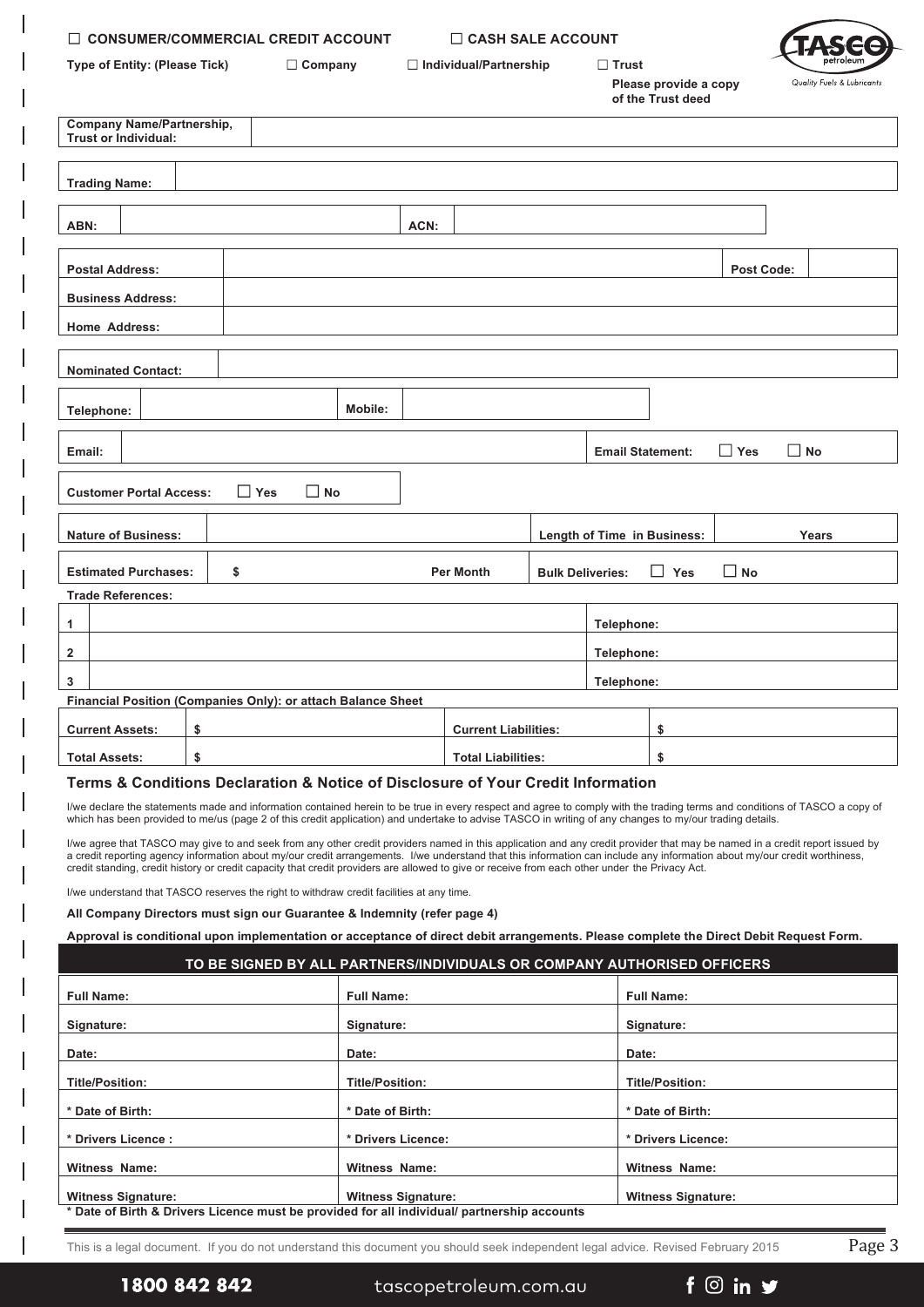☐ **CONSUMER/COMMERCIAL CREDIT ACCOUNT** ☐ **CASH SALE ACCOUNT**

**Type of Entity: (Please Tick)** ☐ **Company** ☐ **Individual/Partnership** ☐ **Trust**
**Please provide a copy of the Trust deed**

TASCO petroleum — Quality Fuels & Lubricants

| | | | |
|---|---|---|---|
| **Company Name/Partnership, Trust or Individual:** | | | |
| **Trading Name:** | | | |
| **ABN:** | | **ACN:** | |
| **Postal Address:** | | **Post Code:** | |
| **Business Address:** | | | |
| **Home Address:** | | | |
| **Nominated Contact:** | | | |
| **Telephone:** | | **Mobile:** | |
| **Email:** | | **Email Statement:** | ☐ **Yes** ☐ **No** |
| **Customer Portal Access:** | ☐ **Yes** ☐ **No** | | |
| **Nature of Business:** | | **Length of Time in Business:** | **Years** |
| **Estimated Purchases:** | **$** **Per Month** | **Bulk Deliveries:** | ☐ **Yes** ☐ **No** |

**Trade References:**

| | | |
|---|---|---|
| **1** | | **Telephone:** |
| **2** | | **Telephone:** |
| **3** | | **Telephone:** |

**Financial Position (Companies Only): or attach Balance Sheet**

| | | | |
|---|---|---|---|
| **Current Assets:** | **$** | **Current Liabilities:** | **$** |
| **Total Assets:** | **$** | **Total Liabilities:** | **$** |

### Terms & Conditions Declaration & Notice of Disclosure of Your Credit Information

I/we declare the statements made and information contained herein to be true in every respect and agree to comply with the trading terms and conditions of TASCO a copy of which has been provided to me/us (page 2 of this credit application) and undertake to advise TASCO in writing of any changes to my/our trading details.

I/we agree that TASCO may give to and seek from any other credit providers named in this application and any credit provider that may be named in a credit report issued by a credit reporting agency information about my/our credit arrangements. I/we understand that this information can include any information about my/our credit worthiness, credit standing, credit history or credit capacity that credit providers are allowed to give or receive from each other under the Privacy Act.

I/we understand that TASCO reserves the right to withdraw credit facilities at any time.

**All Company Directors must sign our Guarantee & Indemnity (refer page 4)**

**Approval is conditional upon implementation or acceptance of direct debit arrangements. Please complete the Direct Debit Request Form.**

| TO BE SIGNED BY ALL PARTNERS/INDIVIDUALS OR COMPANY AUTHORISED OFFICERS | | |
|---|---|---|
| **Full Name:** | **Full Name:** | **Full Name:** |
| **Signature:** | **Signature:** | **Signature:** |
| **Date:** | **Date:** | **Date:** |
| **Title/Position:** | **Title/Position:** | **Title/Position:** |
| **\* Date of Birth:** | **\* Date of Birth:** | **\* Date of Birth:** |
| **\* Drivers Licence :** | **\* Drivers Licence:** | **\* Drivers Licence:** |
| **Witness Name:** | **Witness Name:** | **Witness Name:** |
| **Witness Signature:** | **Witness Signature:** | **Witness Signature:** |

**\* Date of Birth & Drivers Licence must be provided for all individual/ partnership accounts**

This is a legal document. If you do not understand this document you should seek independent legal advice. Revised February 2015

1800 842 842 tascopetroleum.com.au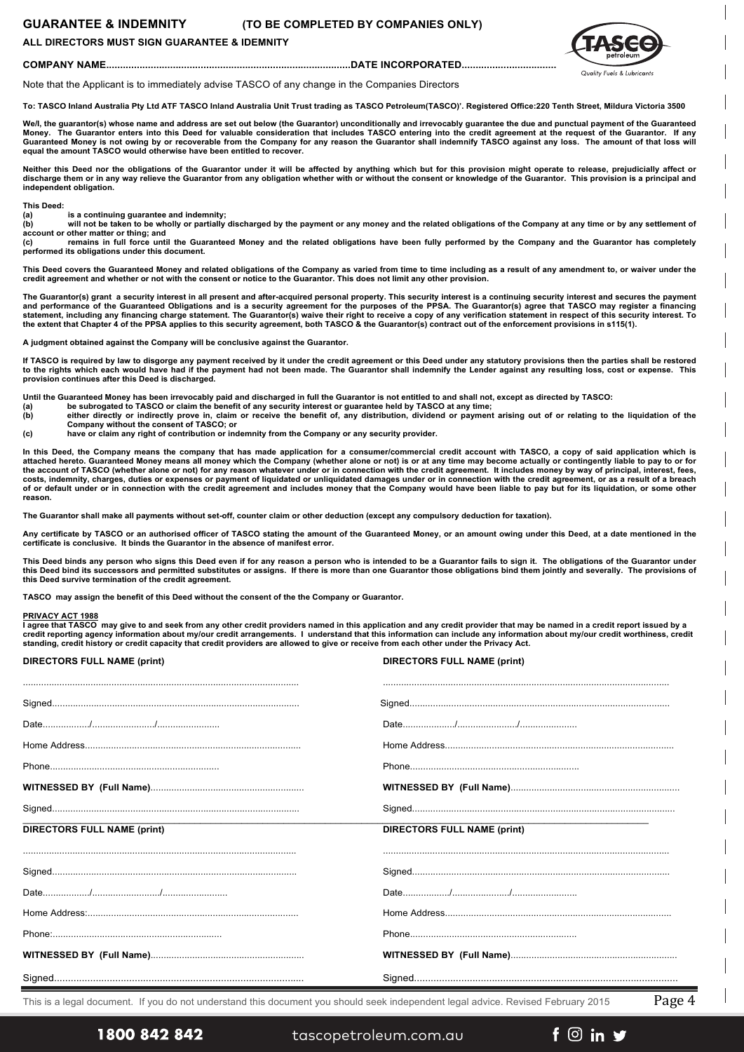# GUARANTEE & INDEMNITY (TO BE COMPLETED BY COMPANIES ONLY)

**ALL DIRECTORS MUST SIGN GUARANTEE & IDEMNITY**

**COMPANY NAME.......................................................................................DATE INCORPORATED..................................**

Note that the Applicant is to immediately advise TASCO of any change in the Companies Directors

**To: TASCO Inland Australia Pty Ltd ATF TASCO Inland Australia Unit Trust trading as TASCO Petroleum(TASCO)'. Registered Office:220 Tenth Street, Mildura Victoria 3500**

**We/I, the guarantor(s) whose name and address are set out below (the Guarantor) unconditionally and irrevocably guarantee the due and punctual payment of the Guaranteed Money. The Guarantor enters into this Deed for valuable consideration that includes TASCO entering into the credit agreement at the request of the Guarantor. If any Guaranteed Money is not owing by or recoverable from the Company for any reason the Guarantor shall indemnify TASCO against any loss. The amount of that loss will equal the amount TASCO would otherwise have been entitled to recover.**

**Neither this Deed nor the obligations of the Guarantor under it will be affected by anything which but for this provision might operate to release, prejudicially affect or discharge them or in any way relieve the Guarantor from any obligation whether with or without the consent or knowledge of the Guarantor. This provision is a principal and independent obligation.**

**This Deed:**
**(a) is a continuing guarantee and indemnity;**
**(b) will not be taken to be wholly or partially discharged by the payment or any money and the related obligations of the Company at any time or by any settlement of account or other matter or thing; and**
**(c) remains in full force until the Guaranteed Money and the related obligations have been fully performed by the Company and the Guarantor has completely performed its obligations under this document.**

**This Deed covers the Guaranteed Money and related obligations of the Company as varied from time to time including as a result of any amendment to, or waiver under the credit agreement and whether or not with the consent or notice to the Guarantor. This does not limit any other provision.**

**The Guarantor(s) grant a security interest in all present and after-acquired personal property. This security interest is a continuing security interest and secures the payment and performance of the Guaranteed Obligations and is a security agreement for the purposes of the PPSA. The Guarantor(s) agree that TASCO may register a financing statement, including any financing charge statement. The Guarantor(s) waive their right to receive a copy of any verification statement in respect of this security interest. To the extent that Chapter 4 of the PPSA applies to this security agreement, both TASCO & the Guarantor(s) contract out of the enforcement provisions in s115(1).**

**A judgment obtained against the Company will be conclusive against the Guarantor.**

**If TASCO is required by law to disgorge any payment received by it under the credit agreement or this Deed under any statutory provisions then the parties shall be restored to the rights which each would have had if the payment had not been made. The Guarantor shall indemnify the Lender against any resulting loss, cost or expense. This provision continues after this Deed is discharged.**

**Until the Guaranteed Money has been irrevocably paid and discharged in full the Guarantor is not entitled to and shall not, except as directed by TASCO:**
**(a) be subrogated to TASCO or claim the benefit of any security interest or guarantee held by TASCO at any time;**
**(b) either directly or indirectly prove in, claim or receive the benefit of, any distribution, dividend or payment arising out of or relating to the liquidation of the Company without the consent of TASCO; or**
**(c) have or claim any right of contribution or indemnity from the Company or any security provider.**

**In this Deed, the Company means the company that has made application for a consumer/commercial credit account with TASCO, a copy of said application which is attached hereto. Guaranteed Money means all money which the Company (whether alone or not) is or at any time may become actually or contingently liable to pay to or for the account of TASCO (whether alone or not) for any reason whatever under or in connection with the credit agreement. It includes money by way of principal, interest, fees, costs, indemnity, charges, duties or expenses or payment of liquidated or unliquidated damages under or in connection with the credit agreement, or as a result of a breach of or default under or in connection with the credit agreement and includes money that the Company would have been liable to pay but for its liquidation, or some other reason.**

**The Guarantor shall make all payments without set-off, counter claim or other deduction (except any compulsory deduction for taxation).**

**Any certificate by TASCO or an authorised officer of TASCO stating the amount of the Guaranteed Money, or an amount owing under this Deed, at a date mentioned in the certificate is conclusive. It binds the Guarantor in the absence of manifest error.**

**This Deed binds any person who signs this Deed even if for any reason a person who is intended to be a Guarantor fails to sign it. The obligations of the Guarantor under this Deed bind its successors and permitted substitutes or assigns. If there is more than one Guarantor those obligations bind them jointly and severally. The provisions of this Deed survive termination of the credit agreement.**

**TASCO may assign the benefit of this Deed without the consent of the the Company or Guarantor.**

**PRIVACY ACT 1988**
**I agree that TASCO may give to and seek from any other credit providers named in this application and any credit provider that may be named in a credit report issued by a credit reporting agency information about my/our credit arrangements. I understand that this information can include any information about my/our credit worthiness, credit standing, credit history or credit capacity that credit providers are allowed to give or receive from each other under the Privacy Act.**

**DIRECTORS FULL NAME (print)**

..........................................................................................................

Signed...............................................................................................

Date................../......................../........................

Home Address..................................................................................

Phone................................................................

**WITNESSED BY (Full Name)**..........................................................

Signed...............................................................................................

**DIRECTORS FULL NAME (print)**

..........................................................................................................

Signed...............................................................................................

Date................../......................../........................

Home Address..................................................................................

Phone................................................................

**WITNESSED BY (Full Name)**..........................................................

Signed...............................................................................................

**DIRECTORS FULL NAME (print)**

..........................................................................................................

Signed...............................................................................................

Date................../......................../........................

Home Address:..................................................................................

Phone:................................................................

**WITNESSED BY (Full Name)**..........................................................

Signed...............................................................................................

**DIRECTORS FULL NAME (print)**

..........................................................................................................

Signed...............................................................................................

Date................../......................../........................

Home Address..................................................................................

Phone................................................................

**WITNESSED BY (Full Name)**..........................................................

Signed...............................................................................................

This is a legal document. If you do not understand this document you should seek independent legal advice. Revised February 2015

1800 842 842 tascopetroleum.com.au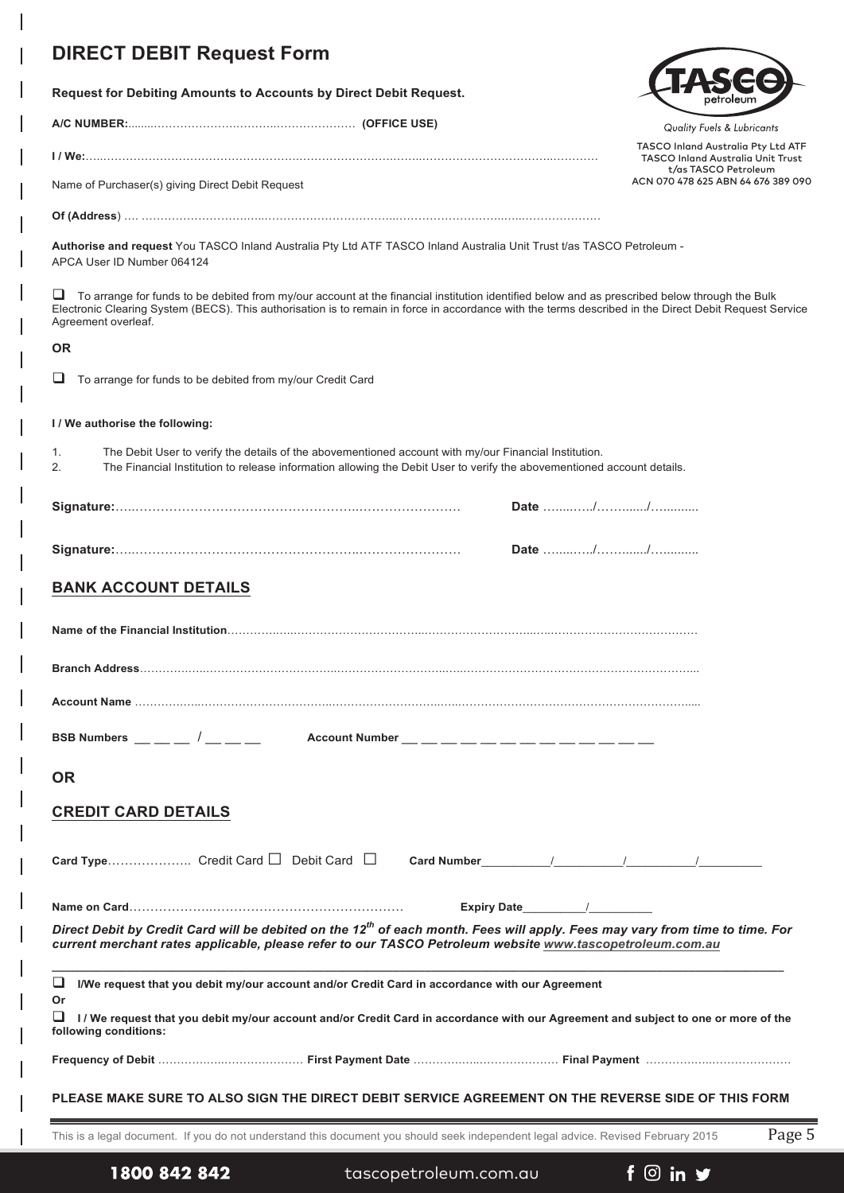# DIRECT DEBIT Request Form

**Request for Debiting Amounts to Accounts by Direct Debit Request.**

Quality Fuels & Lubricants

TASCO Inland Australia Pty Ltd ATF TASCO Inland Australia Unit Trust t/as TASCO Petroleum
ACN 070 478 625 ABN 64 676 389 090

**A/C NUMBER:**........................................................................ **(OFFICE USE)**

**I / We:**............................................................................................................................................

Name of Purchaser(s) giving Direct Debit Request

**Of (Address)** .... ........................................................................................................................

**Authorise and request** You TASCO Inland Australia Pty Ltd ATF TASCO Inland Australia Unit Trust t/as TASCO Petroleum - APCA User ID Number 064124

❑ To arrange for funds to be debited from my/our account at the financial institution identified below and as prescribed below through the Bulk Electronic Clearing System (BECS). This authorisation is to remain in force in accordance with the terms described in the Direct Debit Request Service Agreement overleaf.

**OR**

❑ To arrange for funds to be debited from my/our Credit Card

**I / We authorise the following:**

1. The Debit User to verify the details of the abovementioned account with my/our Financial Institution.
2. The Financial Institution to release information allowing the Debit User to verify the abovementioned account details.

**Signature:**........................................................................................ **Date** ........../........../..........

**Signature:**........................................................................................ **Date** ........../........../..........

## BANK ACCOUNT DETAILS

**Name of the Financial Institution**...................................................................................................

**Branch Address**.............................................................................................................................

**Account Name** ..............................................................................................................................

**BSB Numbers** __ __ __ / __ __ __ **Account Number** __ __ __ __ __ __ __ __ __ __ __ __ __

## OR

## CREDIT CARD DETAILS

**Card Type**.................... Credit Card ☐ Debit Card ☐ **Card Number**__________/__________/__________/__________

**Name on Card**.................................................................... **Expiry Date**_________/_________

***Direct Debit by Credit Card will be debited on the 12th of each month. Fees will apply. Fees may vary from time to time. For current merchant rates applicable, please refer to our TASCO Petroleum website [www.tascopetroleum.com.au](http://www.tascopetroleum.com.au)***

❑ **I/We request that you debit my/our account and/or Credit Card in accordance with our Agreement**

**Or**

❑ **I / We request that you debit my/our account and/or Credit Card in accordance with our Agreement and subject to one or more of the following conditions:**

**Frequency of Debit** .......................................... **First Payment Date** .......................................... **Final Payment** ..........................................

**PLEASE MAKE SURE TO ALSO SIGN THE DIRECT DEBIT SERVICE AGREEMENT ON THE REVERSE SIDE OF THIS FORM**

This is a legal document. If you do not understand this document you should seek independent legal advice. Revised February 2015

1800 842 842 tascopetroleum.com.au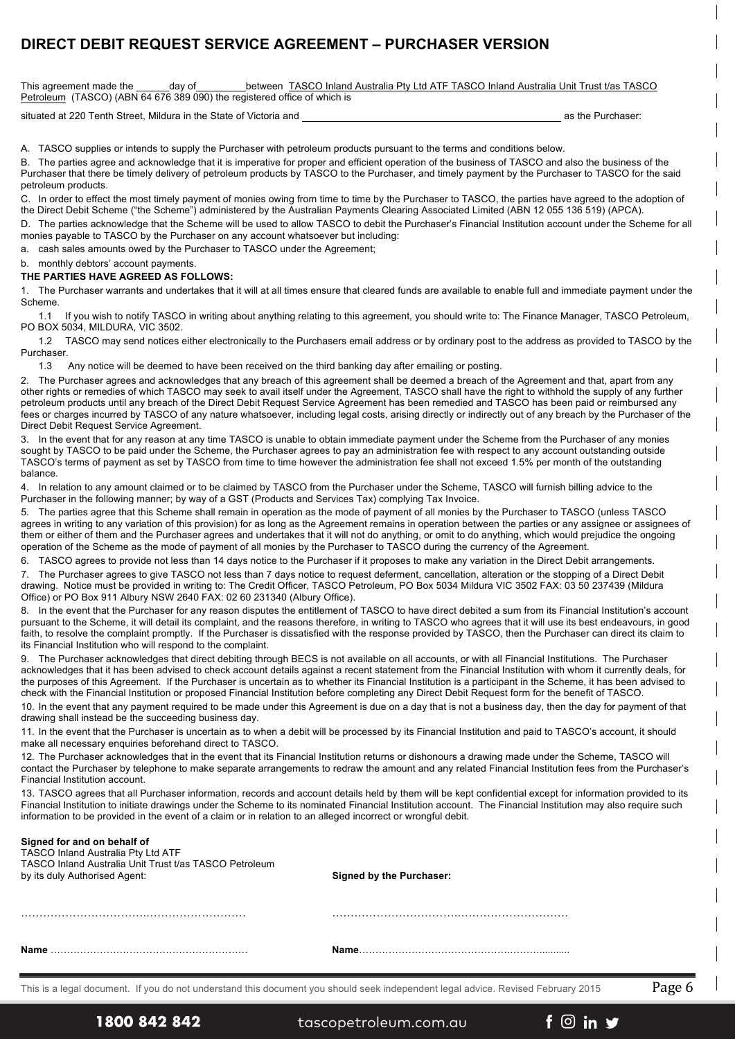# DIRECT DEBIT REQUEST SERVICE AGREEMENT – PURCHASER VERSION

This agreement made the ______day of_________between TASCO Inland Australia Pty Ltd ATF TASCO Inland Australia Unit Trust t/as TASCO Petroleum (TASCO) (ABN 64 676 389 090) the registered office of which is

situated at 220 Tenth Street, Mildura in the State of Victoria and ______________________________________________ as the Purchaser:

A. TASCO supplies or intends to supply the Purchaser with petroleum products pursuant to the terms and conditions below.

B. The parties agree and acknowledge that it is imperative for proper and efficient operation of the business of TASCO and also the business of the Purchaser that there be timely delivery of petroleum products by TASCO to the Purchaser, and timely payment by the Purchaser to TASCO for the said petroleum products.

C. In order to effect the most timely payment of monies owing from time to time by the Purchaser to TASCO, the parties have agreed to the adoption of the Direct Debit Scheme ("the Scheme") administered by the Australian Payments Clearing Associated Limited (ABN 12 055 136 519) (APCA).

D. The parties acknowledge that the Scheme will be used to allow TASCO to debit the Purchaser's Financial Institution account under the Scheme for all monies payable to TASCO by the Purchaser on any account whatsoever but including:

a. cash sales amounts owed by the Purchaser to TASCO under the Agreement;

b. monthly debtors' account payments.

**THE PARTIES HAVE AGREED AS FOLLOWS:**

1. The Purchaser warrants and undertakes that it will at all times ensure that cleared funds are available to enable full and immediate payment under the Scheme.

   1.1 If you wish to notify TASCO in writing about anything relating to this agreement, you should write to: The Finance Manager, TASCO Petroleum, PO BOX 5034, MILDURA, VIC 3502.

   1.2 TASCO may send notices either electronically to the Purchasers email address or by ordinary post to the address as provided to TASCO by the Purchaser.

   1.3 Any notice will be deemed to have been received on the third banking day after emailing or posting.

2. The Purchaser agrees and acknowledges that any breach of this agreement shall be deemed a breach of the Agreement and that, apart from any other rights or remedies of which TASCO may seek to avail itself under the Agreement, TASCO shall have the right to withhold the supply of any further petroleum products until any breach of the Direct Debit Request Service Agreement has been remedied and TASCO has been paid or reimbursed any fees or charges incurred by TASCO of any nature whatsoever, including legal costs, arising directly or indirectly out of any breach by the Purchaser of the Direct Debit Request Service Agreement.

3. In the event that for any reason at any time TASCO is unable to obtain immediate payment under the Scheme from the Purchaser of any monies sought by TASCO to be paid under the Scheme, the Purchaser agrees to pay an administration fee with respect to any account outstanding outside TASCO's terms of payment as set by TASCO from time to time however the administration fee shall not exceed 1.5% per month of the outstanding balance.

4. In relation to any amount claimed or to be claimed by TASCO from the Purchaser under the Scheme, TASCO will furnish billing advice to the Purchaser in the following manner; by way of a GST (Products and Services Tax) complying Tax Invoice.

5. The parties agree that this Scheme shall remain in operation as the mode of payment of all monies by the Purchaser to TASCO (unless TASCO agrees in writing to any variation of this provision) for as long as the Agreement remains in operation between the parties or any assignee or assignees of them or either of them and the Purchaser agrees and undertakes that it will not do anything, or omit to do anything, which would prejudice the ongoing operation of the Scheme as the mode of payment of all monies by the Purchaser to TASCO during the currency of the Agreement.

6. TASCO agrees to provide not less than 14 days notice to the Purchaser if it proposes to make any variation in the Direct Debit arrangements.

7. The Purchaser agrees to give TASCO not less than 7 days notice to request deferment, cancellation, alteration or the stopping of a Direct Debit drawing. Notice must be provided in writing to: The Credit Officer, TASCO Petroleum, PO Box 5034 Mildura VIC 3502 FAX: 03 50 237439 (Mildura Office) or PO Box 911 Albury NSW 2640 FAX: 02 60 231340 (Albury Office).

8. In the event that the Purchaser for any reason disputes the entitlement of TASCO to have direct debited a sum from its Financial Institution's account pursuant to the Scheme, it will detail its complaint, and the reasons therefore, in writing to TASCO who agrees that it will use its best endeavours, in good faith, to resolve the complaint promptly. If the Purchaser is dissatisfied with the response provided by TASCO, then the Purchaser can direct its claim to its Financial Institution who will respond to the complaint.

9. The Purchaser acknowledges that direct debiting through BECS is not available on all accounts, or with all Financial Institutions. The Purchaser acknowledges that it has been advised to check account details against a recent statement from the Financial Institution with whom it currently deals, for the purposes of this Agreement. If the Purchaser is uncertain as to whether its Financial Institution is a participant in the Scheme, it has been advised to check with the Financial Institution or proposed Financial Institution before completing any Direct Debit Request form for the benefit of TASCO.

10. In the event that any payment required to be made under this Agreement is due on a day that is not a business day, then the day for payment of that drawing shall instead be the succeeding business day.

11. In the event that the Purchaser is uncertain as to when a debit will be processed by its Financial Institution and paid to TASCO's account, it should make all necessary enquiries beforehand direct to TASCO.

12. The Purchaser acknowledges that in the event that its Financial Institution returns or dishonours a drawing made under the Scheme, TASCO will contact the Purchaser by telephone to make separate arrangements to redraw the amount and any related Financial Institution fees from the Purchaser's Financial Institution account.

13. TASCO agrees that all Purchaser information, records and account details held by them will be kept confidential except for information provided to its Financial Institution to initiate drawings under the Scheme to its nominated Financial Institution account. The Financial Institution may also require such information to be provided in the event of a claim or in relation to an alleged incorrect or wrongful debit.

**Signed for and on behalf of**
TASCO Inland Australia Pty Ltd ATF
TASCO Inland Australia Unit Trust t/as TASCO Petroleum
by its duly Authorised Agent:

……………………………………………………

**Name** …………………………………………………

**Signed by the Purchaser:**

……………………………………………………

**Name**…………………………………………………

This is a legal document. If you do not understand this document you should seek independent legal advice. Revised February 2015

1800 842 842 tascopetroleum.com.au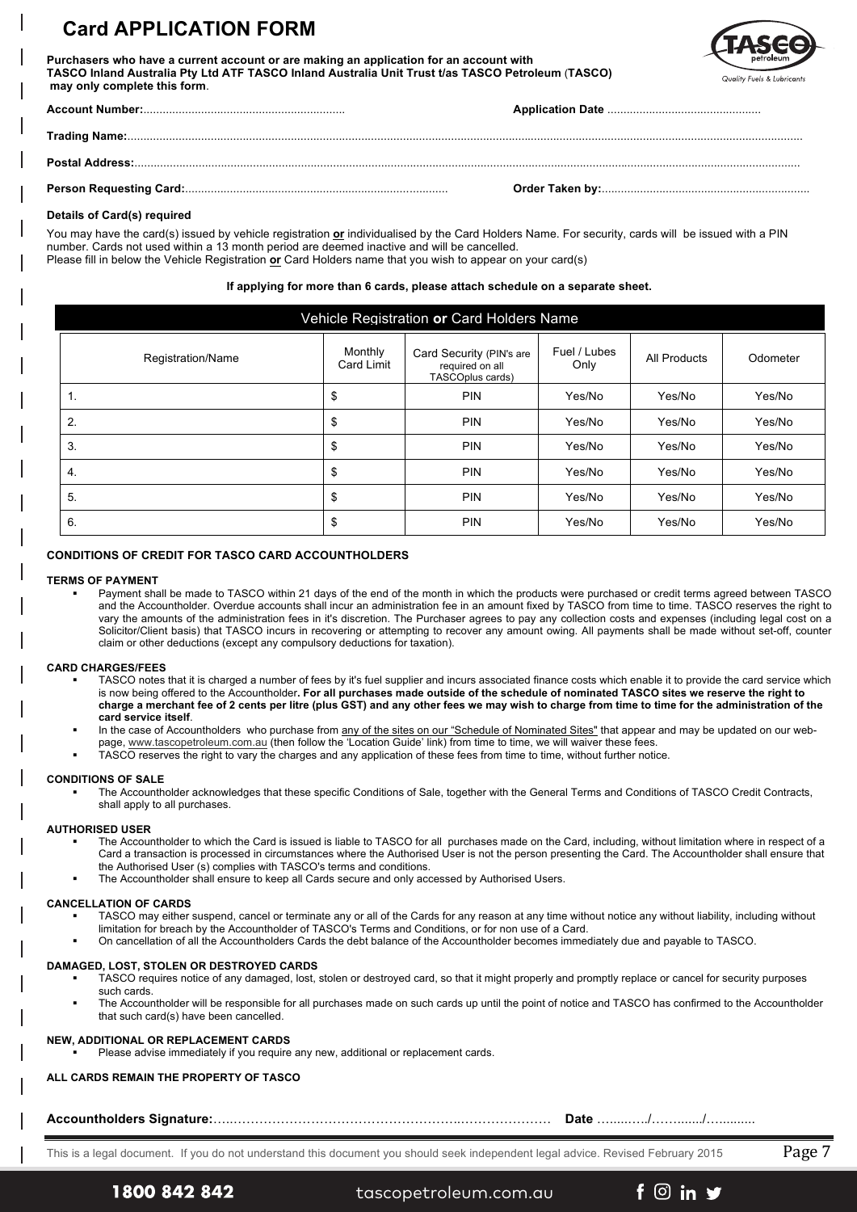# Card APPLICATION FORM

**Purchasers who have a current account or are making an application for an account with TASCO Inland Australia Pty Ltd ATF TASCO Inland Australia Unit Trust t/as TASCO Petroleum (TASCO) may only complete this form.**

**Account Number:**.............................................................. **Application Date** ...............................................

**Trading Name:**..............................................................................................................................................................................................

**Postal Address:**.............................................................................................................................................................................................

**Person Requesting Card:**................................................................................ **Order Taken by:**................................................................

**Details of Card(s) required**

You may have the card(s) issued by vehicle registration **or** individualised by the Card Holders Name. For security, cards will be issued with a PIN number. Cards not used within a 13 month period are deemed inactive and will be cancelled.
Please fill in below the Vehicle Registration **or** Card Holders name that you wish to appear on your card(s)

**If applying for more than 6 cards, please attach schedule on a separate sheet.**

| Vehicle Registration **or** Card Holders Name | | | | | |
|---|---|---|---|---|---|
| Registration/Name | Monthly Card Limit | Card Security (PIN's are required on all TASCOplus cards) | Fuel / Lubes Only | All Products | Odometer |
| 1. | $ | PIN | Yes/No | Yes/No | Yes/No |
| 2. | $ | PIN | Yes/No | Yes/No | Yes/No |
| 3. | $ | PIN | Yes/No | Yes/No | Yes/No |
| 4. | $ | PIN | Yes/No | Yes/No | Yes/No |
| 5. | $ | PIN | Yes/No | Yes/No | Yes/No |
| 6. | $ | PIN | Yes/No | Yes/No | Yes/No |

**CONDITIONS OF CREDIT FOR TASCO CARD ACCOUNTHOLDERS**

**TERMS OF PAYMENT**

- Payment shall be made to TASCO within 21 days of the end of the month in which the products were purchased or credit terms agreed between TASCO and the Accountholder. Overdue accounts shall incur an administration fee in an amount fixed by TASCO from time to time. TASCO reserves the right to vary the amounts of the administration fees in it's discretion. The Purchaser agrees to pay any collection costs and expenses (including legal cost on a Solicitor/Client basis) that TASCO incurs in recovering or attempting to recover any amount owing. All payments shall be made without set-off, counter claim or other deductions (except any compulsory deductions for taxation).

**CARD CHARGES/FEES**

- TASCO notes that it is charged a number of fees by it's fuel supplier and incurs associated finance costs which enable it to provide the card service which is now being offered to the Accountholder. **For all purchases made outside of the schedule of nominated TASCO sites we reserve the right to charge a merchant fee of 2 cents per litre (plus GST) and any other fees we may wish to charge from time to time for the administration of the card service itself**.
- In the case of Accountholders who purchase from any of the sites on our "Schedule of Nominated Sites" that appear and may be updated on our web-page, www.tascopetroleum.com.au (then follow the 'Location Guide' link) from time to time, we will waiver these fees.
- TASCO reserves the right to vary the charges and any application of these fees from time to time, without further notice.

**CONDITIONS OF SALE**

- The Accountholder acknowledges that these specific Conditions of Sale, together with the General Terms and Conditions of TASCO Credit Contracts, shall apply to all purchases.

**AUTHORISED USER**

- The Accountholder to which the Card is issued is liable to TASCO for all purchases made on the Card, including, without limitation where in respect of a Card a transaction is processed in circumstances where the Authorised User is not the person presenting the Card. The Accountholder shall ensure that the Authorised User (s) complies with TASCO's terms and conditions.
- The Accountholder shall ensure to keep all Cards secure and only accessed by Authorised Users.

**CANCELLATION OF CARDS**

- TASCO may either suspend, cancel or terminate any or all of the Cards for any reason at any time without notice any without liability, including without limitation for breach by the Accountholder of TASCO's Terms and Conditions, or for non use of a Card.
- On cancellation of all the Accountholders Cards the debt balance of the Accountholder becomes immediately due and payable to TASCO.

**DAMAGED, LOST, STOLEN OR DESTROYED CARDS**

- TASCO requires notice of any damaged, lost, stolen or destroyed card, so that it might properly and promptly replace or cancel for security purposes such cards.
- The Accountholder will be responsible for all purchases made on such cards up until the point of notice and TASCO has confirmed to the Accountholder that such card(s) have been cancelled.

**NEW, ADDITIONAL OR REPLACEMENT CARDS**

- Please advise immediately if you require any new, additional or replacement cards.

**ALL CARDS REMAIN THE PROPERTY OF TASCO**

**Accountholders Signature:**……………………………………………………………………………… **Date** ……..……/……......./…..........

This is a legal document. If you do not understand this document you should seek independent legal advice. Revised February 2015

1800 842 842 tascopetroleum.com.au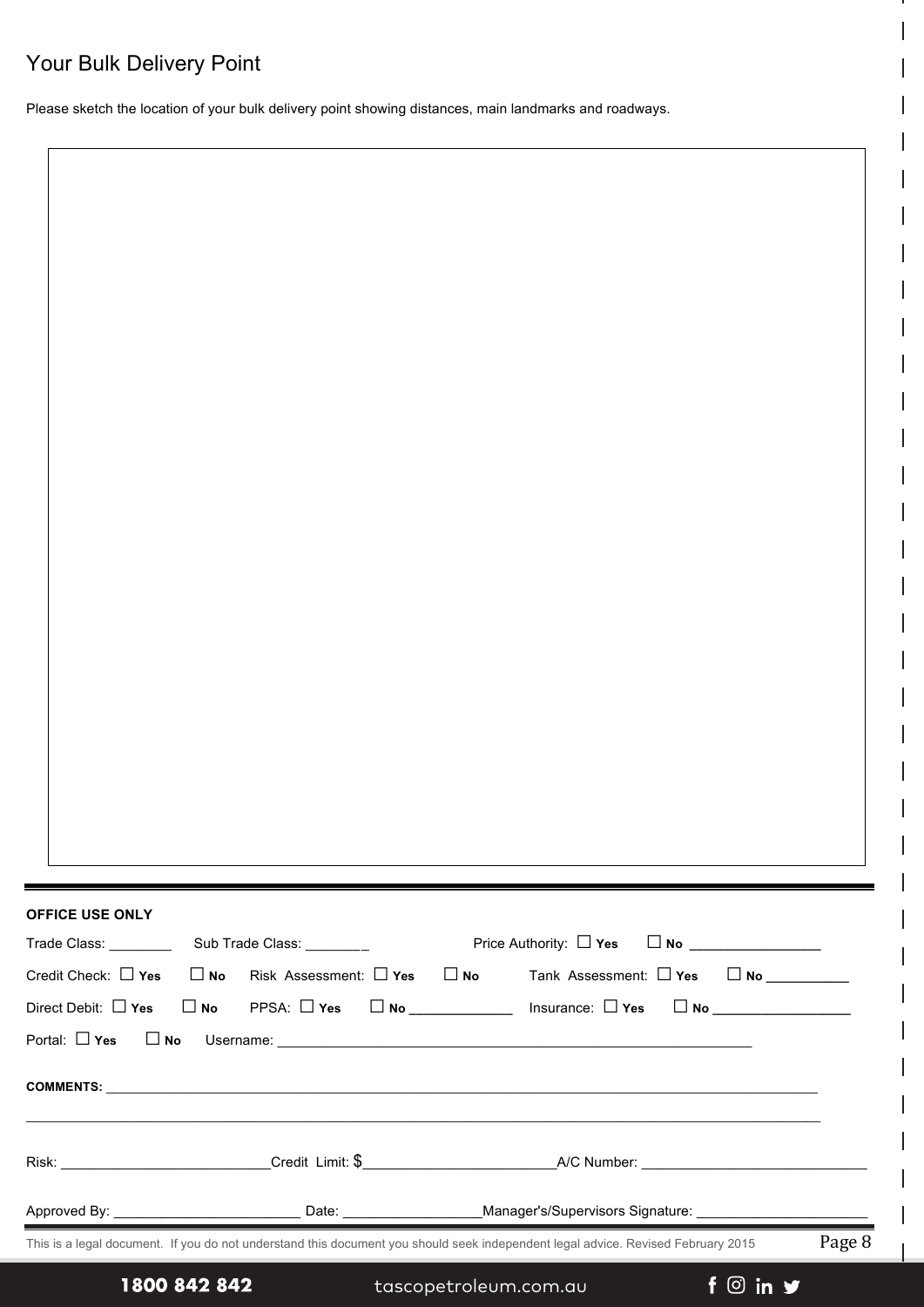## Your Bulk Delivery Point

Please sketch the location of your bulk delivery point showing distances, main landmarks and roadways.

---

**OFFICE USE ONLY**

Trade Class: ________ Sub Trade Class: ________ Price Authority: ☐ **Yes** ☐ **No** _________________

Credit Check: ☐ **Yes** ☐ **No** Risk Assessment: ☐ **Yes** ☐ **No** Tank Assessment: ☐ **Yes** ☐ **No** ___________

Direct Debit: ☐ **Yes** ☐ **No** PPSA: ☐ **Yes** ☐ **No** ______________ Insurance: ☐ **Yes** ☐ **No** ___________________

Portal: ☐ **Yes** ☐ **No** Username: ________________________________________________________________

**COMMENTS:** ____________________________________________________________________________________________

____________________________________________________________________________________________________

Risk: __________________________ Credit Limit: $________________________ A/C Number: _____________________________

Approved By: ________________________ Date: _________________ Manager's/Supervisors Signature: ______________________

This is a legal document. If you do not understand this document you should seek independent legal advice. Revised February 2015

1800 842 842 tascopetroleum.com.au